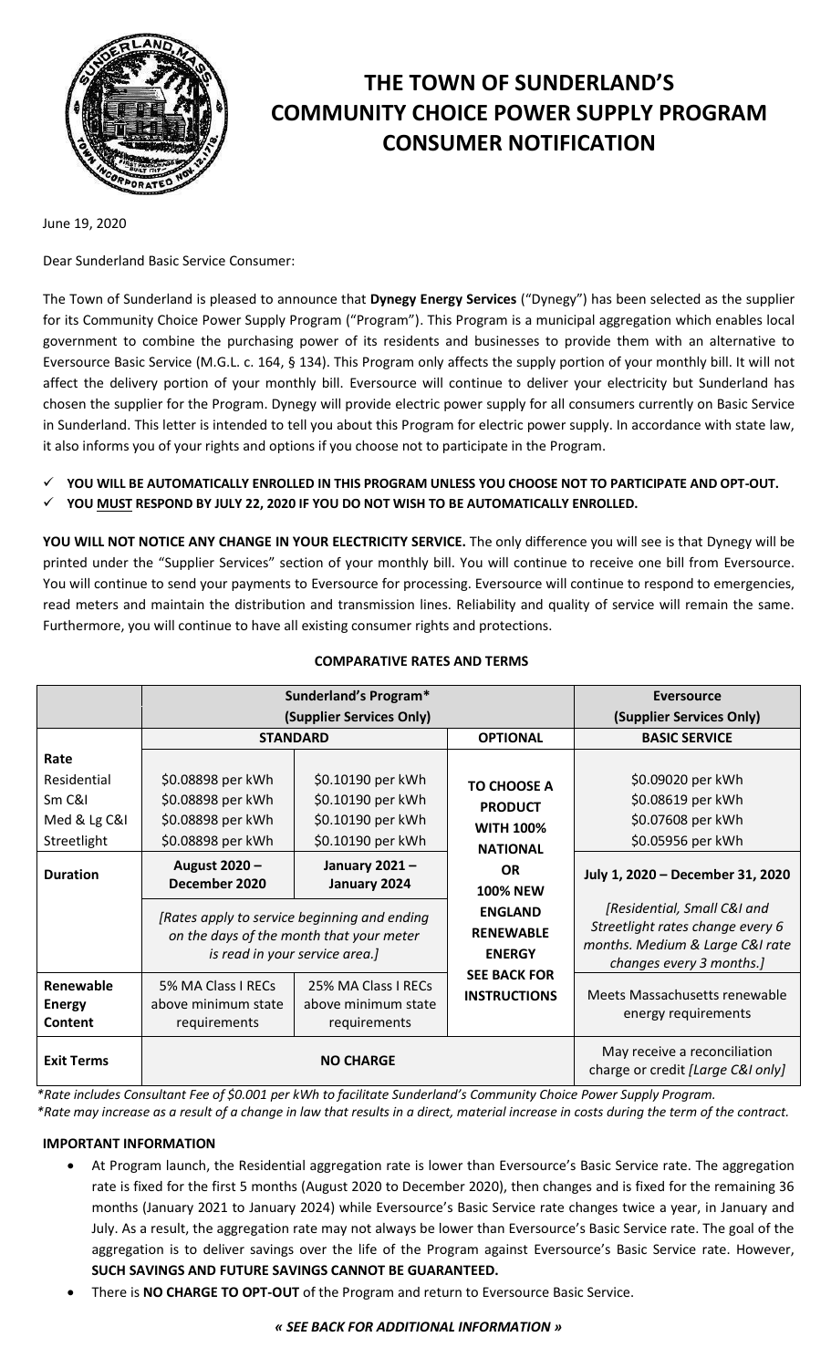# THE TOWN OF SUNDERLAND'S COMMUNITY CHOICE POWER SUPPLY PROGRAM CONSUMER NOTIFICATION

June 19, 2020

Dear Sunderland Basic Service Consumer:

The Town of Sunderland is pleased to announce that **Dynegy Energy Services** ("Dynegy") has been selected as the supplier for its Community Choice Power Supply Program ("Program"). This Program is a municipal aggregation which enables local government to combine the purchasing power of its residents and businesses to provide them with an alternative to Eversource Basic Service (M.G.L. c. 164, § 134). This Program only affects the supply portion of your monthly bill. It will not affect the delivery portion of your monthly bill. Eversource will continue to deliver your electricity but Sunderland has chosen the supplier for the Program. Dynegy will provide electric power supply for all consumers currently on Basic Service in Sunderland. This letter is intended to tell you about this Program for electric power supply. In accordance with state law, it also informs you of your rights and options if you choose not to participate in the Program.

- ✓ **YOU WILL BE AUTOMATICALLY ENROLLED IN THIS PROGRAM UNLESS YOU CHOOSE NOT TO PARTICIPATE AND OPT-OUT.**
- ✓ **YOU MUST RESPOND BY JULY 22, 2020 IF YOU DO NOT WISH TO BE AUTOMATICALLY ENROLLED.**

**YOU WILL NOT NOTICE ANY CHANGE IN YOUR ELECTRICITY SERVICE.** The only difference you will see is that Dynegy will be printed under the "Supplier Services" section of your monthly bill. You will continue to receive one bill from Eversource. You will continue to send your payments to Eversource for processing. Eversource will continue to respond to emergencies, read meters and maintain the distribution and transmission lines. Reliability and quality of service will remain the same. Furthermore, you will continue to have all existing consumer rights and protections.

**COMPARATIVE RATES AND TERMS**

| | **Sunderland's Program* (Supplier Services Only)** | | | **Eversource (Supplier Services Only)** |
|---|---|---|---|---|
| | **STANDARD** | | **OPTIONAL** | **BASIC SERVICE** |
| **Rate**<br>Residential<br>Sm C&I<br>Med & Lg C&I<br>Streetlight | <br>$0.08898 per kWh<br>$0.08898 per kWh<br>$0.08898 per kWh<br>$0.08898 per kWh | <br>$0.10190 per kWh<br>$0.10190 per kWh<br>$0.10190 per kWh<br>$0.10190 per kWh | **TO CHOOSE A PRODUCT WITH 100% NATIONAL OR 100% NEW ENGLAND RENEWABLE ENERGY SEE BACK FOR INSTRUCTIONS** | <br>$0.09020 per kWh<br>$0.08619 per kWh<br>$0.07608 per kWh<br>$0.05956 per kWh |
| **Duration** | **August 2020 – December 2020**<br>*[Rates apply to service beginning and ending on the days of the month that your meter is read in your service area.]* | **January 2021 – January 2024** | | **July 1, 2020 – December 31, 2020**<br>*[Residential, Small C&I and Streetlight rates change every 6 months. Medium & Large C&I rate changes every 3 months.]* |
| **Renewable Energy Content** | 5% MA Class I RECs above minimum state requirements | 25% MA Class I RECs above minimum state requirements | | Meets Massachusetts renewable energy requirements |
| **Exit Terms** | **NO CHARGE** | | | May receive a reconciliation charge or credit *[Large C&I only]* |

*\*Rate includes Consultant Fee of $0.001 per kWh to facilitate Sunderland's Community Choice Power Supply Program.*
*\*Rate may increase as a result of a change in law that results in a direct, material increase in costs during the term of the contract.*

**IMPORTANT INFORMATION**

- At Program launch, the Residential aggregation rate is lower than Eversource's Basic Service rate. The aggregation rate is fixed for the first 5 months (August 2020 to December 2020), then changes and is fixed for the remaining 36 months (January 2021 to January 2024) while Eversource's Basic Service rate changes twice a year, in January and July. As a result, the aggregation rate may not always be lower than Eversource's Basic Service rate. The goal of the aggregation is to deliver savings over the life of the Program against Eversource's Basic Service rate. However, **SUCH SAVINGS AND FUTURE SAVINGS CANNOT BE GUARANTEED.**
- There is **NO CHARGE TO OPT-OUT** of the Program and return to Eversource Basic Service.

***« SEE BACK FOR ADDITIONAL INFORMATION »***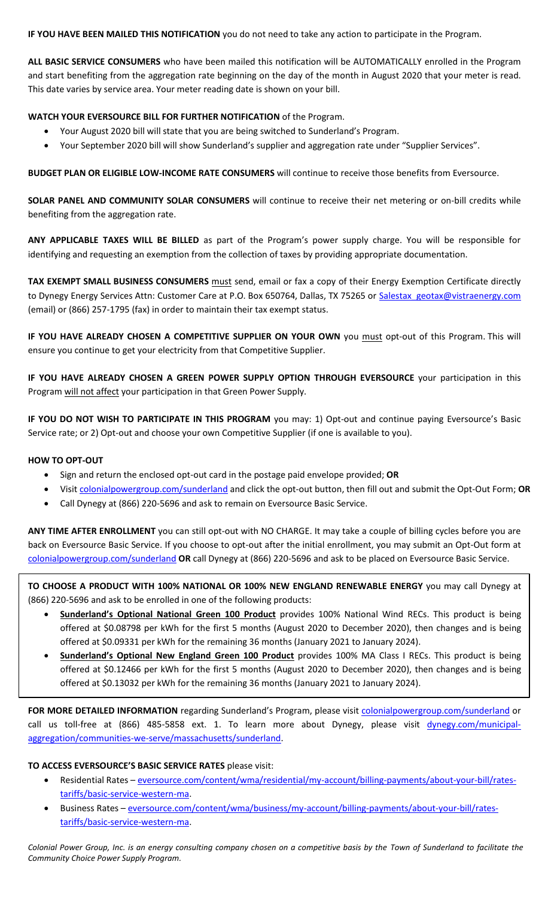**IF YOU HAVE BEEN MAILED THIS NOTIFICATION** you do not need to take any action to participate in the Program.

**ALL BASIC SERVICE CONSUMERS** who have been mailed this notification will be AUTOMATICALLY enrolled in the Program and start benefiting from the aggregation rate beginning on the day of the month in August 2020 that your meter is read. This date varies by service area. Your meter reading date is shown on your bill.

**WATCH YOUR EVERSOURCE BILL FOR FURTHER NOTIFICATION** of the Program.

- Your August 2020 bill will state that you are being switched to Sunderland's Program.
- Your September 2020 bill will show Sunderland's supplier and aggregation rate under "Supplier Services".

**BUDGET PLAN OR ELIGIBLE LOW-INCOME RATE CONSUMERS** will continue to receive those benefits from Eversource.

**SOLAR PANEL AND COMMUNITY SOLAR CONSUMERS** will continue to receive their net metering or on-bill credits while benefiting from the aggregation rate.

**ANY APPLICABLE TAXES WILL BE BILLED** as part of the Program's power supply charge. You will be responsible for identifying and requesting an exemption from the collection of taxes by providing appropriate documentation.

**TAX EXEMPT SMALL BUSINESS CONSUMERS** must send, email or fax a copy of their Energy Exemption Certificate directly to Dynegy Energy Services Attn: Customer Care at P.O. Box 650764, Dallas, TX 75265 or Salestax_geotax@vistraenergy.com (email) or (866) 257-1795 (fax) in order to maintain their tax exempt status.

**IF YOU HAVE ALREADY CHOSEN A COMPETITIVE SUPPLIER ON YOUR OWN** you must opt-out of this Program. This will ensure you continue to get your electricity from that Competitive Supplier.

**IF YOU HAVE ALREADY CHOSEN A GREEN POWER SUPPLY OPTION THROUGH EVERSOURCE** your participation in this Program will not affect your participation in that Green Power Supply.

**IF YOU DO NOT WISH TO PARTICIPATE IN THIS PROGRAM** you may: 1) Opt-out and continue paying Eversource's Basic Service rate; or 2) Opt-out and choose your own Competitive Supplier (if one is available to you).

**HOW TO OPT-OUT**

- Sign and return the enclosed opt-out card in the postage paid envelope provided; **OR**
- Visit colonialpowergroup.com/sunderland and click the opt-out button, then fill out and submit the Opt-Out Form; **OR**
- Call Dynegy at (866) 220-5696 and ask to remain on Eversource Basic Service.

**ANY TIME AFTER ENROLLMENT** you can still opt-out with NO CHARGE. It may take a couple of billing cycles before you are back on Eversource Basic Service. If you choose to opt-out after the initial enrollment, you may submit an Opt-Out form at colonialpowergroup.com/sunderland **OR** call Dynegy at (866) 220-5696 and ask to be placed on Eversource Basic Service.

**TO CHOOSE A PRODUCT WITH 100% NATIONAL OR 100% NEW ENGLAND RENEWABLE ENERGY** you may call Dynegy at (866) 220-5696 and ask to be enrolled in one of the following products:

- **Sunderland's Optional National Green 100 Product** provides 100% National Wind RECs. This product is being offered at \$0.08798 per kWh for the first 5 months (August 2020 to December 2020), then changes and is being offered at \$0.09331 per kWh for the remaining 36 months (January 2021 to January 2024).
- **Sunderland's Optional New England Green 100 Product** provides 100% MA Class I RECs. This product is being offered at \$0.12466 per kWh for the first 5 months (August 2020 to December 2020), then changes and is being offered at \$0.13032 per kWh for the remaining 36 months (January 2021 to January 2024).

**FOR MORE DETAILED INFORMATION** regarding Sunderland's Program, please visit colonialpowergroup.com/sunderland or call us toll-free at (866) 485-5858 ext. 1. To learn more about Dynegy, please visit dynegy.com/municipal-aggregation/communities-we-serve/massachusetts/sunderland.

**TO ACCESS EVERSOURCE'S BASIC SERVICE RATES** please visit:

- Residential Rates – eversource.com/content/wma/residential/my-account/billing-payments/about-your-bill/rates-tariffs/basic-service-western-ma.
- Business Rates – eversource.com/content/wma/business/my-account/billing-payments/about-your-bill/rates-tariffs/basic-service-western-ma.

*Colonial Power Group, Inc. is an energy consulting company chosen on a competitive basis by the Town of Sunderland to facilitate the Community Choice Power Supply Program.*